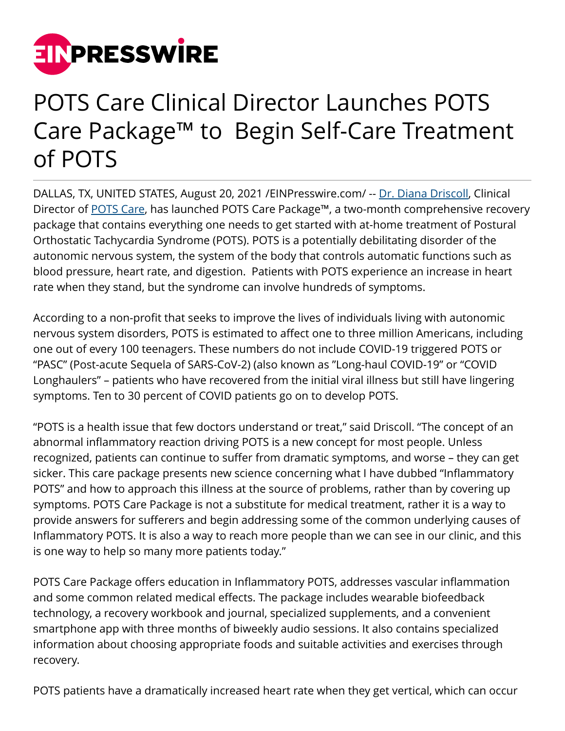# POTS Care Clinical Director Launches POTS Care Package™ to Begin Self-Care Treatment of POTS

DALLAS, TX, UNITED STATES, August 20, 2021 /EINPresswire.com/ -- [Dr. Diana Driscoll](), Clinical Director of [POTS Care](), has launched POTS Care Package™, a two-month comprehensive recovery package that contains everything one needs to get started with at-home treatment of Postural Orthostatic Tachycardia Syndrome (POTS). POTS is a potentially debilitating disorder of the autonomic nervous system, the system of the body that controls automatic functions such as blood pressure, heart rate, and digestion. Patients with POTS experience an increase in heart rate when they stand, but the syndrome can involve hundreds of symptoms.

According to a non-profit that seeks to improve the lives of individuals living with autonomic nervous system disorders, POTS is estimated to affect one to three million Americans, including one out of every 100 teenagers. These numbers do not include COVID-19 triggered POTS or "PASC" (Post-acute Sequela of SARS-CoV-2) (also known as "Long-haul COVID-19" or "COVID Longhaulers" – patients who have recovered from the initial viral illness but still have lingering symptoms. Ten to 30 percent of COVID patients go on to develop POTS.

"POTS is a health issue that few doctors understand or treat," said Driscoll. "The concept of an abnormal inflammatory reaction driving POTS is a new concept for most people. Unless recognized, patients can continue to suffer from dramatic symptoms, and worse – they can get sicker. This care package presents new science concerning what I have dubbed "Inflammatory POTS" and how to approach this illness at the source of problems, rather than by covering up symptoms. POTS Care Package is not a substitute for medical treatment, rather it is a way to provide answers for sufferers and begin addressing some of the common underlying causes of Inflammatory POTS. It is also a way to reach more people than we can see in our clinic, and this is one way to help so many more patients today."

POTS Care Package offers education in Inflammatory POTS, addresses vascular inflammation and some common related medical effects. The package includes wearable biofeedback technology, a recovery workbook and journal, specialized supplements, and a convenient smartphone app with three months of biweekly audio sessions. It also contains specialized information about choosing appropriate foods and suitable activities and exercises through recovery.

POTS patients have a dramatically increased heart rate when they get vertical, which can occur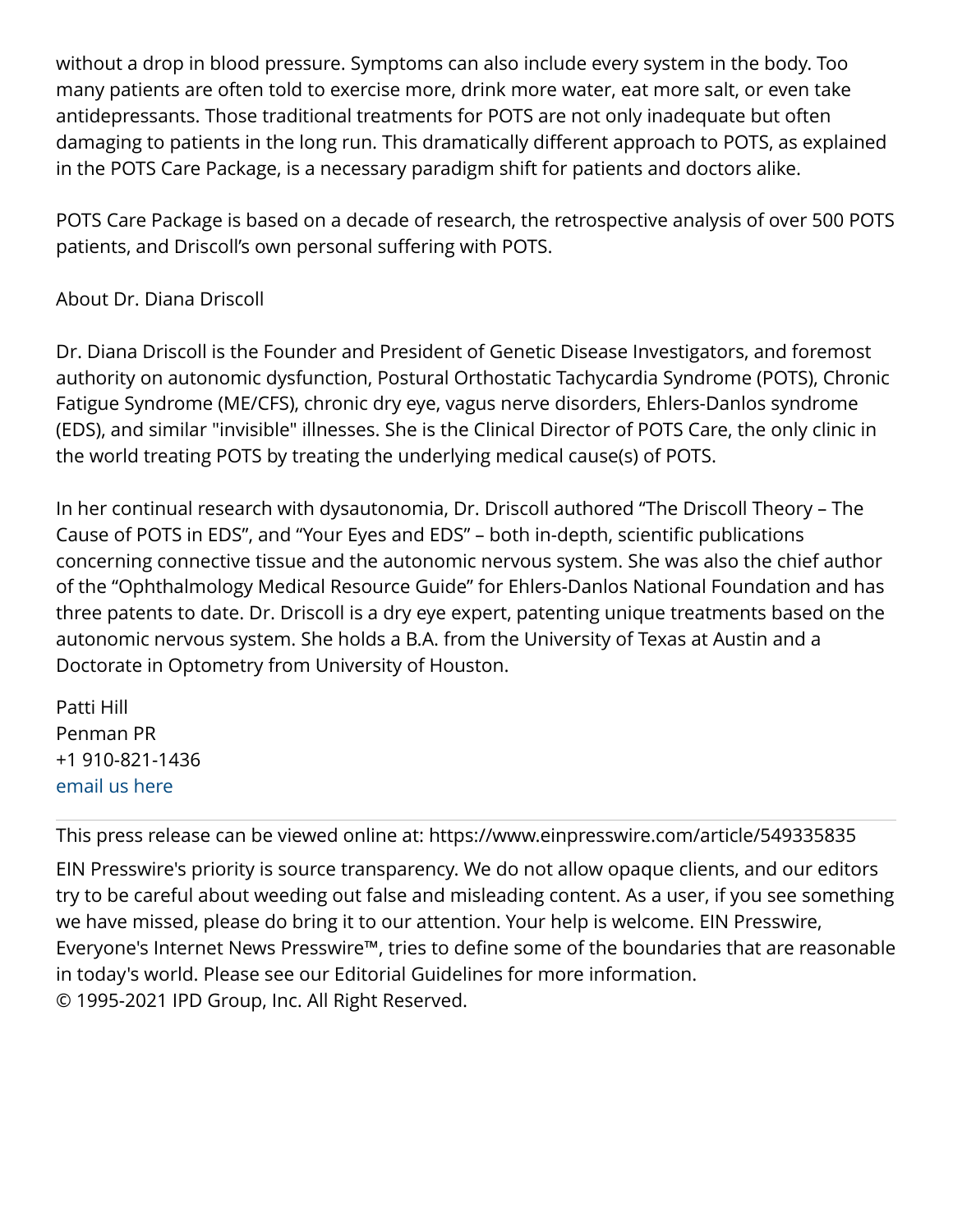without a drop in blood pressure. Symptoms can also include every system in the body. Too many patients are often told to exercise more, drink more water, eat more salt, or even take antidepressants. Those traditional treatments for POTS are not only inadequate but often damaging to patients in the long run. This dramatically different approach to POTS, as explained in the POTS Care Package, is a necessary paradigm shift for patients and doctors alike.

POTS Care Package is based on a decade of research, the retrospective analysis of over 500 POTS patients, and Driscoll's own personal suffering with POTS.

About Dr. Diana Driscoll

Dr. Diana Driscoll is the Founder and President of Genetic Disease Investigators, and foremost authority on autonomic dysfunction, Postural Orthostatic Tachycardia Syndrome (POTS), Chronic Fatigue Syndrome (ME/CFS), chronic dry eye, vagus nerve disorders, Ehlers-Danlos syndrome (EDS), and similar "invisible" illnesses. She is the Clinical Director of POTS Care, the only clinic in the world treating POTS by treating the underlying medical cause(s) of POTS.

In her continual research with dysautonomia, Dr. Driscoll authored "The Driscoll Theory – The Cause of POTS in EDS", and "Your Eyes and EDS" – both in-depth, scientific publications concerning connective tissue and the autonomic nervous system. She was also the chief author of the "Ophthalmology Medical Resource Guide" for Ehlers-Danlos National Foundation and has three patents to date. Dr. Driscoll is a dry eye expert, patenting unique treatments based on the autonomic nervous system. She holds a B.A. from the University of Texas at Austin and a Doctorate in Optometry from University of Houston.

Patti Hill
Penman PR
+1 910-821-1436
email us here

---

This press release can be viewed online at: https://www.einpresswire.com/article/549335835

EIN Presswire's priority is source transparency. We do not allow opaque clients, and our editors try to be careful about weeding out false and misleading content. As a user, if you see something we have missed, please do bring it to our attention. Your help is welcome. EIN Presswire, Everyone's Internet News Presswire™, tries to define some of the boundaries that are reasonable in today's world. Please see our Editorial Guidelines for more information.
© 1995-2021 IPD Group, Inc. All Right Reserved.